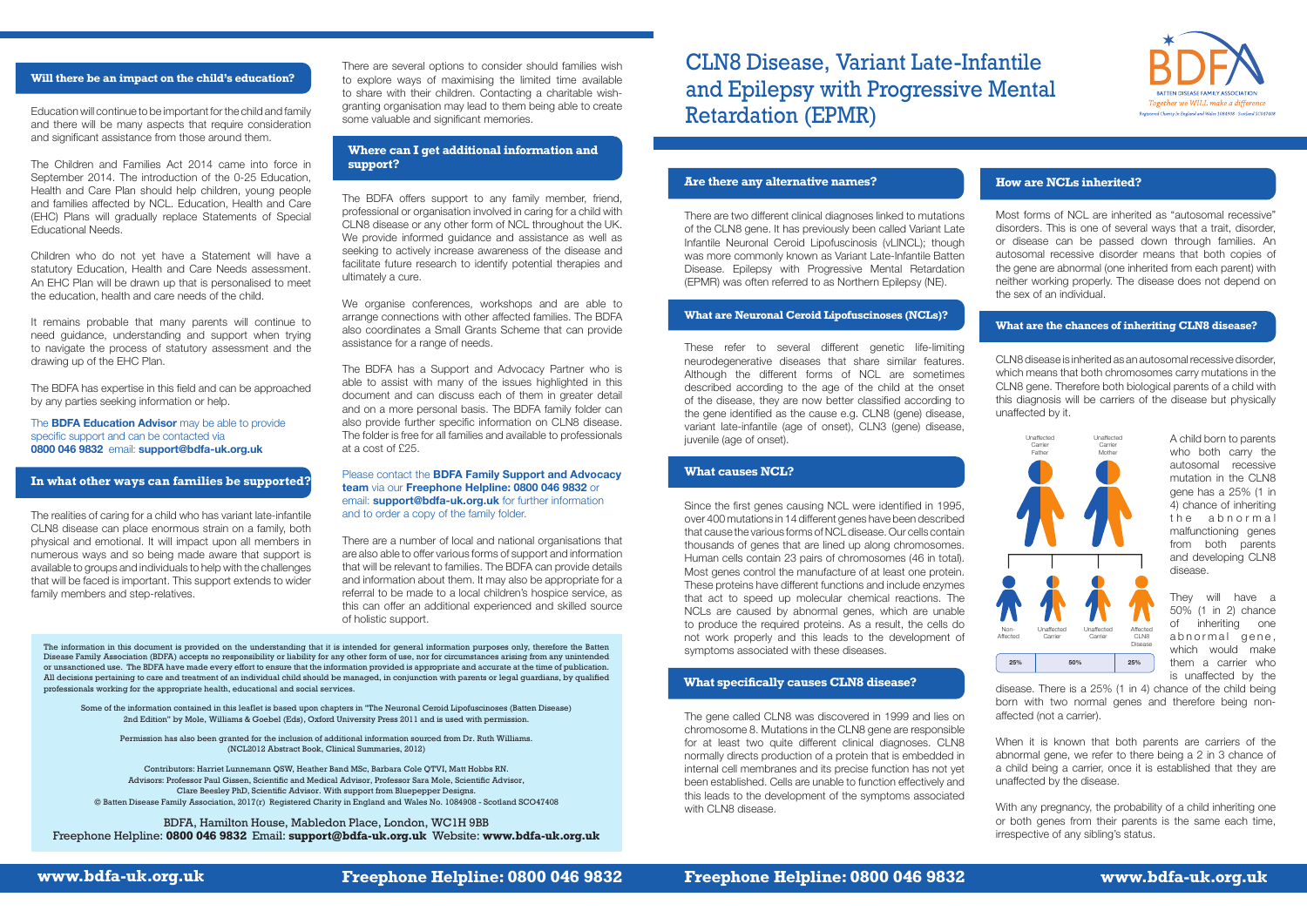# CLN8 Disease, Variant Late-Infantile and Epilepsy with Progressive Mental Retardation (EPMR)

BATTEN DISEASE FAMILY ASSOCIATION
*Together we WILL make a difference*
Registered Charity in England and Wales 1084908 · Scotland SCO47408

## Are there any alternative names?

There are two different clinical diagnoses linked to mutations of the CLN8 gene. It has previously been classified as Variant Late Infantile Neuronal Ceroid Lipofuscinosis (vLINCL); though was more commonly known as Variant Late-Infantile Batten Disease. Epilepsy with Progressive Mental Retardation (EPMR) was often referred to as Northern Epilepsy (NE).

## What are Neuronal Ceroid Lipofuscinoses (NCLs)?

These refer to several different genetic life-limiting neurodegenerative diseases that share similar features. Although the different forms of NCL are sometimes described according to the age of the child at the onset of the disease, they are now better classified according to the gene identified as the cause e.g. CLN8 (gene) disease, variant late-infantile (age of onset), CLN3 (gene) disease, juvenile (age of onset).

## What causes NCL?

Since the first genes causing NCL were identified in 1995, over 400 mutations in 14 different genes have been described that cause the various forms of NCL disease. Our cells contain thousands of genes that are lined up along chromosomes. Human cells contain 23 pairs of chromosomes (46 in total). Most genes control the manufacture of at least one protein. These proteins have different functions and include enzymes that act to speed up molecular chemical reactions. The NCLs are caused by abnormal genes, which are unable to produce the required proteins. As a result, the cells do not work properly and this leads to the development of symptoms associated with these diseases.

## What specifically causes CLN8 disease?

The gene called CLN8 was discovered in 1999 and lies on chromosome 8. Mutations in the CLN8 gene are responsible for at least two quite different clinical diagnoses. CLN8 normally directs production of a protein that is embedded in internal cell membranes and its precise function has not yet been established. Cells are unable to function effectively and this leads to the development of the symptoms associated with CLN8 disease.

## How are NCLs inherited?

Most forms of NCL are inherited as "autosomal recessive" disorders. This is one of several ways that a trait, disorder, or disease can be passed down through families. An autosomal recessive disorder means that both copies of the gene are abnormal (one inherited from each parent) with neither working properly. The disease does not depend on the sex of an individual.

## What are the chances of inheriting CLN8 disease?

CLN8 disease is inherited as an autosomal recessive disorder, which means that both chromosomes carry mutations in the CLN8 gene. Therefore both biological parents of a child with this diagnosis will be carriers of the disease but physically unaffected by it.

Unaffected Carrier Father — Unaffected Carrier Mother

| Non-Affected | Unaffected Carrier | Unaffected Carrier | Affected CLN8 Disease |
|---|---|---|---|
| 25% | 50% | | 25% |

A child born to parents who both carry the autosomal recessive mutation in the CLN8 gene has a 25% (1 in 4) chance of inheriting the abnormal malfunctioning genes from both parents and developing CLN8 disease.

They will have a 50% (1 in 2) chance of inheriting one abnormal gene, which would make them a carrier who is unaffected by the disease. There is a 25% (1 in 4) chance of the child being born with two normal genes and therefore being non-affected (not a carrier).

When it is known that both parents are carriers of the abnormal gene, we refer to there being a 2 in 3 chance of a child being a carrier, once it is established that they are unaffected by the disease.

With any pregnancy, the probability of a child inheriting one or both genes from their parents is the same each time, irrespective of any sibling's status.

## Will there be an impact on the child's education?

Education will continue to be important for the child and family and there will be many aspects that require consideration and significant assistance from those around them.

The Children and Families Act 2014 came into force in September 2014. The introduction of the 0-25 Education, Health and Care Plan should help children, young people and families affected by NCL. Education, Health and Care (EHC) Plans will gradually replace Statements of Special Educational Needs.

Children who do not yet have a Statement will have a statutory Education, Health and Care Needs assessment. An EHC Plan will be drawn up that is personalised to meet the education, health and care needs of the child.

It remains probable that many parents will continue to need guidance, understanding and support when trying to navigate the process of statutory assessment and the drawing up of the EHC Plan.

The BDFA has expertise in this field and can be approached by any parties seeking information or help.

The **BDFA Education Advisor** may be able to provide specific support and can be contacted via **0800 046 9832** email: **support@bdfa-uk.org.uk**

## In what other ways can families be supported?

The realities of caring for a child who has variant late-infantile CLN8 disease can place enormous strain on a family, both physical and emotional. It will impact upon all members in numerous ways and so being made aware that support is available to groups and individuals to help with the challenges that will be faced is important. This support extends to wider family members and step-relatives.

There are several options to consider should families wish to explore ways of maximising the limited time available to share with their children. Contacting a charitable wish-granting organisation may lead to them being able to create some valuable and significant memories.

## Where can I get additional information and support?

The BDFA offers support to any family member, friend, professional or organisation involved in caring for a child with CLN8 disease or any other form of NCL throughout the UK. We provide informed guidance and assistance as well as seeking to actively increase awareness of the disease and facilitate future research to identify potential therapies and ultimately a cure.

We organise conferences, workshops and are able to arrange connections with other affected families. The BDFA also coordinates a Small Grants Scheme that can provide assistance for a range of needs.

The BDFA has a Support and Advocacy Partner who is able to assist with many of the issues highlighted in this document and can discuss each of them in greater detail and on a more personal basis. The BDFA family folder can also provide further specific information on CLN8 disease. The folder is free for all families and available to professionals at a cost of £25.

Please contact the **BDFA Family Support and Advocacy team** via our **Freephone Helpline: 0800 046 9832** or email: **support@bdfa-uk.org.uk** for further information and to order a copy of the family folder.

There are a number of local and national organisations that are also able to offer various forms of support and information that will be relevant to families. The BDFA can provide details and information about them. It may also be appropriate for a referral to be made to a local children's hospice service, as this can offer an additional experienced and skilled source of holistic support.

The information in this document is provided on the understanding that it is intended for general information purposes only, therefore the Batten Disease Family Association (BDFA) accepts no responsibility or liability for any other form of use, nor for circumstances arising from any unintended or unsanctioned use. The BDFA have made every effort to ensure that the information provided is appropriate and accurate at the time of publication. All decisions pertaining to care and treatment of an individual child should be managed, in conjunction with parents or legal guardians, by qualified professionals working for the appropriate health, educational and social services.

Some of the information contained in this leaflet is based upon chapters in "The Neuronal Ceroid Lipofuscinoses (Batten Disease) 2nd Edition" by Mole, Williams & Goebel (Eds), Oxford University Press 2011 and is used with permission.

Permission has also been granted for the inclusion of additional information sourced from Dr. Ruth Williams. (NCL2012 Abstract Book, Clinical Summaries, 2012)

Contributors: Harriet Lunnemann QSW, Heather Band MSc, Barbara Cole QTVI, Matt Hobbs RN.
Advisors: Professor Paul Gissen, Scientific and Medical Advisor, Professor Sara Mole, Scientific Advisor,
Clare Beesley PhD, Scientific Advisor. With support from Bluepepper Designs.
© Batten Disease Family Association, 2017(r) Registered Charity in England and Wales No. 1084908 - Scotland SCO47408

BDFA, Hamilton House, Mabledon Place, London, WC1H 9BB
Freephone Helpline: **0800 046 9832** Email: **support@bdfa-uk.org.uk** Website: **www.bdfa-uk.org.uk**

**www.bdfa-uk.org.uk** | **Freephone Helpline: 0800 046 9832**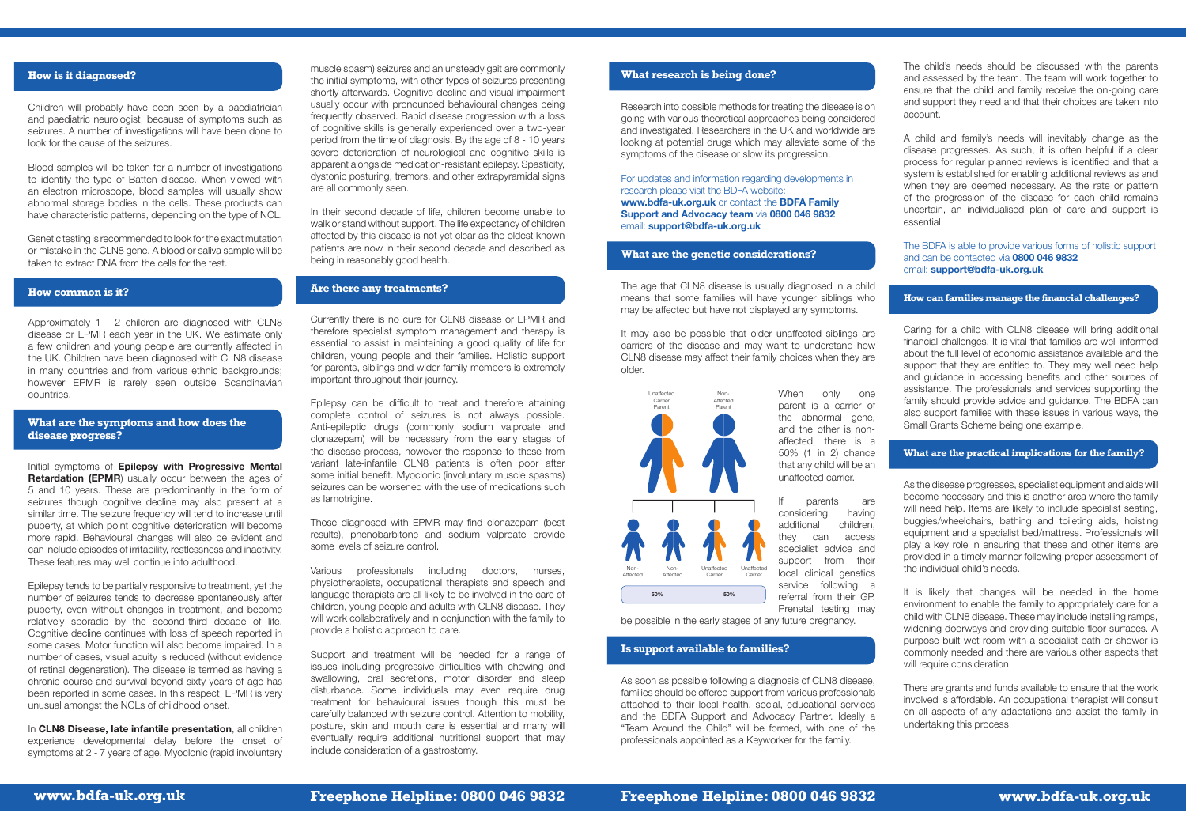## How is it diagnosed?

Children will probably have been seen by a paediatrician and paediatric neurologist, because of symptoms such as seizures. A number of investigations will have been done to look for the cause of the seizures.

Blood samples will be taken for a number of investigations to identify the type of Batten disease. When viewed with an electron microscope, blood samples will usually show abnormal storage bodies in the cells. These products can have characteristic patterns, depending on the type of NCL.

Genetic testing is recommended to look for the exact mutation or mistake in the CLN8 gene. A blood or saliva sample will be taken to extract DNA from the cells for the test.

## How common is it?

Approximately 1 - 2 children are diagnosed with CLN8 disease or EPMR each year in the UK. We estimate only a few children and young people are currently affected in the UK. Children have been diagnosed with CLN8 disease in many countries and from various ethnic backgrounds; however EPMR is rarely seen outside Scandinavian countries.

## What are the symptoms and how does the disease progress?

Initial symptoms of **Epilepsy with Progressive Mental Retardation (EPMR**) usually occur between the ages of 5 and 10 years. These are predominantly in the form of seizures though cognitive decline may also present at a similar time. The seizure frequency will tend to increase until puberty, at which point cognitive deterioration will become more rapid. Behavioural changes will also be evident and can include episodes of irritability, restlessness and inactivity. These features may well continue into adulthood.

Epilepsy tends to be partially responsive to treatment, yet the number of seizures tends to decrease spontaneously after puberty, even without changes in treatment, and become relatively sporadic by the second-third decade of life. Cognitive decline continues with loss of speech reported in some cases. Motor function will also become impaired. In a number of cases, visual acuity is reduced (without evidence of retinal degeneration). The disease is termed as having a chronic course and survival beyond sixty years of age has been reported in some cases. In this respect, EPMR is very unusual amongst the NCLs of childhood onset.

In **CLN8 Disease, late infantile presentation**, all children experience developmental delay before the onset of symptoms at 2 - 7 years of age. Myoclonic (rapid involuntary muscle spasm) seizures and an unsteady gait are commonly the initial symptoms, with other types of seizures presenting shortly afterwards. Cognitive decline and visual impairment usually occur with pronounced behavioural changes being frequently observed. Rapid disease progression with a loss of cognitive skills is generally experienced over a two-year period from the time of diagnosis. By the age of 8 - 10 years severe deterioration of neurological and cognitive skills is apparent alongside medication-resistant epilepsy. Spasticity, dystonic posturing, tremors, and other extrapyramidal signs are all commonly seen.

In their second decade of life, children become unable to walk or stand without support. The life expectancy of children affected by this disease is not yet clear as the oldest known patients are now in their second decade and described as being in reasonably good health.

## Are there any treatments?

Currently there is no cure for CLN8 disease or EPMR and therefore specialist symptom management and therapy is essential to assist in maintaining a good quality of life for children, young people and their families. Holistic support for parents, siblings and wider family members is extremely important throughout their journey.

Epilepsy can be difficult to treat and therefore attaining complete control of seizures is not always possible. Anti-epileptic drugs (commonly sodium valproate and clonazepam) will be necessary from the early stages of the disease process, however the response to these from variant late-infantile CLN8 patients is often poor after some initial benefit. Myoclonic (involuntary muscle spasms) seizures can be worsened with the use of medications such as lamotrigine.

Those diagnosed with EPMR may find clonazepam (best results), phenobarbitone and sodium valproate provide some levels of seizure control.

Various professionals including doctors, nurses, physiotherapists, occupational therapists and speech and language therapists are all likely to be involved in the care of children, young people and adults with CLN8 disease. They will work collaboratively and in conjunction with the family to provide a holistic approach to care.

Support and treatment will be needed for a range of issues including progressive difficulties with chewing and swallowing, oral secretions, motor disorder and sleep disturbance. Some individuals may even require drug treatment for behavioural issues though this must be carefully balanced with seizure control. Attention to mobility, posture, skin and mouth care is essential and many will eventually require additional nutritional support that may include consideration of a gastrostomy.

## What research is being done?

Research into possible methods for treating the disease is on going with various theoretical approaches being considered and investigated. Researchers in the UK and worldwide are looking at potential drugs which may alleviate some of the symptoms of the disease or slow its progression.

For updates and information regarding developments in research please visit the BDFA website:
**www.bdfa-uk.org.uk** or contact the **BDFA Family Support and Advocacy team** via **0800 046 9832**
email: **support@bdfa-uk.org.uk**

## What are the genetic considerations?

The age that CLN8 disease is usually diagnosed in a child means that some families will have younger siblings who may be affected but have not displayed any symptoms.

It may also be possible that older unaffected siblings are carriers of the disease and may want to understand how CLN8 disease may affect their family choices when they are older.

Unaffected Carrier Parent
Non-Affected Parent
Non-Affected
Non-Affected
Unaffected Carrier
Unaffected Carrier
50%
50%

When only one parent is a carrier of the abnormal gene, and the other is non-affected, there is a 50% (1 in 2) chance that any child will be an unaffected carrier.

If parents are considering having additional children, they can access specialist advice and support from their local clinical genetics service following a referral from their GP. Prenatal testing may be possible in the early stages of any future pregnancy.

## Is support available to families?

As soon as possible following a diagnosis of CLN8 disease, families should be offered support from various professionals attached to their local health, social, educational services and the BDFA Support and Advocacy Partner. Ideally a "Team Around the Child" will be formed, with one of the professionals appointed as a Keyworker for the family.

The child's needs should be discussed with the parents and assessed by the team. The team will work together to ensure that the child and family receive the on-going care and support they need and that their choices are taken into account.

A child and family's needs will inevitably change as the disease progresses. As such, it is often helpful if a clear process for regular planned reviews is identified and that a system is established for enabling additional reviews as and when they are deemed necessary. As the rate or pattern of the progression of the disease for each child remains uncertain, an individualised plan of care and support is essential.

The BDFA is able to provide various forms of holistic support and can be contacted via **0800 046 9832**
email: **support@bdfa-uk.org.uk**

## How can families manage the financial challenges?

Caring for a child with CLN8 disease will bring additional financial challenges. It is vital that families are well informed about the full level of economic assistance available and the support that they are entitled to. They may well need help and guidance in accessing benefits and other sources of assistance. The professionals and services supporting the family should provide advice and guidance. The BDFA can also support families with these issues in various ways, the Small Grants Scheme being one example.

## What are the practical implications for the family?

As the disease progresses, specialist equipment and aids will become necessary and this is another area where the family will need help. Items are likely to include specialist seating, buggies/wheelchairs, bathing and toileting aids, hoisting equipment and a specialist bed/mattress. Professionals will play a key role in ensuring that these and other items are provided in a timely manner following proper assessment of the individual child's needs.

It is likely that changes will be needed in the home environment to enable the family to appropriately care for a child with CLN8 disease. These may include installing ramps, widening doorways and providing suitable floor surfaces. A purpose-built wet room with a specialist bath or shower is commonly needed and there are various other aspects that will require consideration.

There are grants and funds available to ensure that the work involved is affordable. An occupational therapist will consult on all aspects of any adaptations and assist the family in undertaking this process.